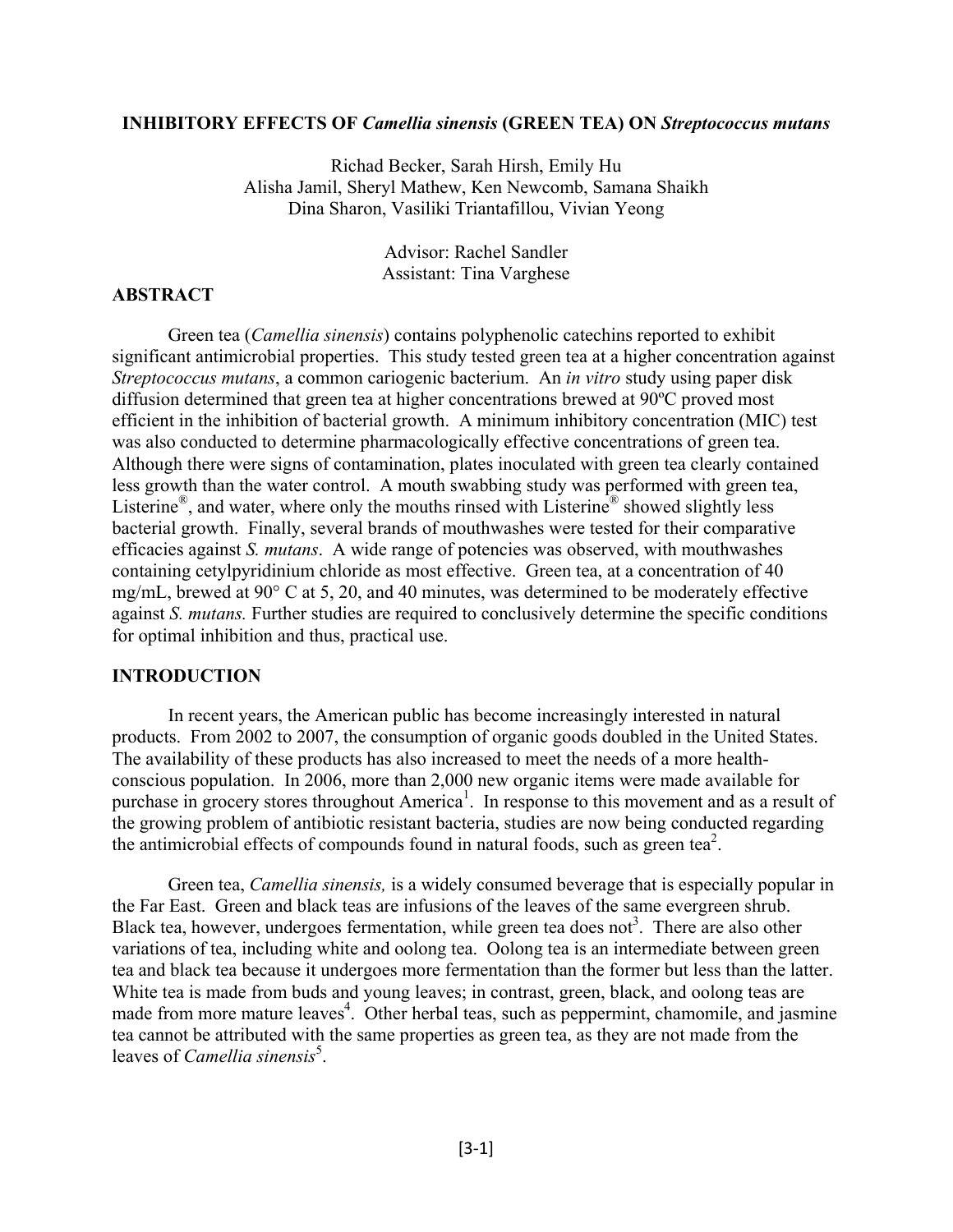# INHIBITORY EFFECTS OF *Camellia sinensis* (GREEN TEA) ON *Streptococcus mutans*

Richad Becker, Sarah Hirsh, Emily Hu
Alisha Jamil, Sheryl Mathew, Ken Newcomb, Samana Shaikh
Dina Sharon, Vasiliki Triantafillou, Vivian Yeong

Advisor: Rachel Sandler
Assistant: Tina Varghese

## ABSTRACT

Green tea (*Camellia sinensis*) contains polyphenolic catechins reported to exhibit significant antimicrobial properties. This study tested green tea at a higher concentration against *Streptococcus mutans*, a common cariogenic bacterium. An *in vitro* study using paper disk diffusion determined that green tea at higher concentrations brewed at 90ºC proved most efficient in the inhibition of bacterial growth. A minimum inhibitory concentration (MIC) test was also conducted to determine pharmacologically effective concentrations of green tea. Although there were signs of contamination, plates inoculated with green tea clearly contained less growth than the water control. A mouth swabbing study was performed with green tea, Listerine®, and water, where only the mouths rinsed with Listerine® showed slightly less bacterial growth. Finally, several brands of mouthwashes were tested for their comparative efficacies against *S. mutans*. A wide range of potencies was observed, with mouthwashes containing cetylpyridinium chloride as most effective. Green tea, at a concentration of 40 mg/mL, brewed at 90° C at 5, 20, and 40 minutes, was determined to be moderately effective against *S. mutans.* Further studies are required to conclusively determine the specific conditions for optimal inhibition and thus, practical use.

## INTRODUCTION

In recent years, the American public has become increasingly interested in natural products. From 2002 to 2007, the consumption of organic goods doubled in the United States. The availability of these products has also increased to meet the needs of a more health-conscious population. In 2006, more than 2,000 new organic items were made available for purchase in grocery stores throughout America[1]. In response to this movement and as a result of the growing problem of antibiotic resistant bacteria, studies are now being conducted regarding the antimicrobial effects of compounds found in natural foods, such as green tea[2].

Green tea, *Camellia sinensis,* is a widely consumed beverage that is especially popular in the Far East. Green and black teas are infusions of the leaves of the same evergreen shrub. Black tea, however, undergoes fermentation, while green tea does not[3]. There are also other variations of tea, including white and oolong tea. Oolong tea is an intermediate between green tea and black tea because it undergoes more fermentation than the former but less than the latter. White tea is made from buds and young leaves; in contrast, green, black, and oolong teas are made from more mature leaves[4]. Other herbal teas, such as peppermint, chamomile, and jasmine tea cannot be attributed with the same properties as green tea, as they are not made from the leaves of *Camellia sinensis*[5].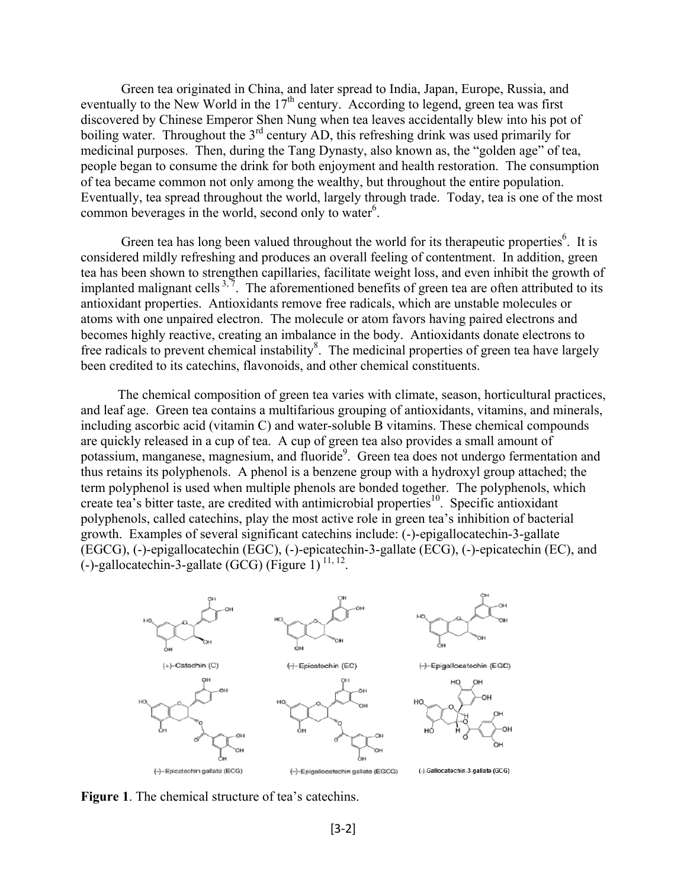Green tea originated in China, and later spread to India, Japan, Europe, Russia, and eventually to the New World in the 17th century. According to legend, green tea was first discovered by Chinese Emperor Shen Nung when tea leaves accidentally blew into his pot of boiling water. Throughout the 3rd century AD, this refreshing drink was used primarily for medicinal purposes. Then, during the Tang Dynasty, also known as, the "golden age" of tea, people began to consume the drink for both enjoyment and health restoration. The consumption of tea became common not only among the wealthy, but throughout the entire population. Eventually, tea spread throughout the world, largely through trade. Today, tea is one of the most common beverages in the world, second only to water[6].

Green tea has long been valued throughout the world for its therapeutic properties[6]. It is considered mildly refreshing and produces an overall feeling of contentment. In addition, green tea has been shown to strengthen capillaries, facilitate weight loss, and even inhibit the growth of implanted malignant cells[3, 7]. The aforementioned benefits of green tea are often attributed to its antioxidant properties. Antioxidants remove free radicals, which are unstable molecules or atoms with one unpaired electron. The molecule or atom favors having paired electrons and becomes highly reactive, creating an imbalance in the body. Antioxidants donate electrons to free radicals to prevent chemical instability[8]. The medicinal properties of green tea have largely been credited to its catechins, flavonoids, and other chemical constituents.

The chemical composition of green tea varies with climate, season, horticultural practices, and leaf age. Green tea contains a multifarious grouping of antioxidants, vitamins, and minerals, including ascorbic acid (vitamin C) and water-soluble B vitamins. These chemical compounds are quickly released in a cup of tea. A cup of green tea also provides a small amount of potassium, manganese, magnesium, and fluoride[9]. Green tea does not undergo fermentation and thus retains its polyphenols. A phenol is a benzene group with a hydroxyl group attached; the term polyphenol is used when multiple phenols are bonded together. The polyphenols, which create tea's bitter taste, are credited with antimicrobial properties[10]. Specific antioxidant polyphenols, called catechins, play the most active role in green tea's inhibition of bacterial growth. Examples of several significant catechins include: (-)-epigallocatechin-3-gallate (EGCG), (-)-epigallocatechin (EGC), (-)-epicatechin-3-gallate (ECG), (-)-epicatechin (EC), and (-)-gallocatechin-3-gallate (GCG) (Figure 1)[11, 12].

(+)-Catechin (C) | (-)-Epicatechin (EC) | (-)-Epigallocatechin (EGC)

(-)-Epicatechin gallate (ECG) | (-)-Epigallocatechin gallate (EGCG) | (-)-Gallocatechin-3-gallate (GCG)

**Figure 1**. The chemical structure of tea's catechins.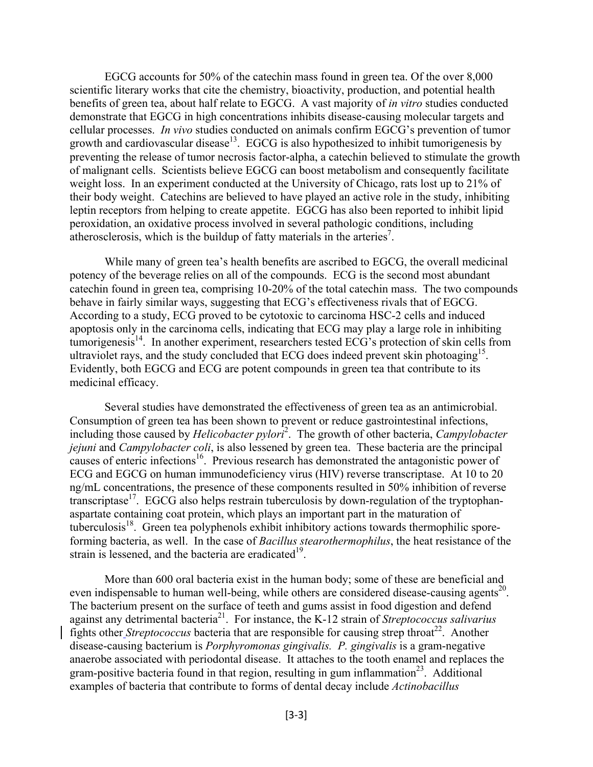EGCG accounts for 50% of the catechin mass found in green tea. Of the over 8,000 scientific literary works that cite the chemistry, bioactivity, production, and potential health benefits of green tea, about half relate to EGCG. A vast majority of *in vitro* studies conducted demonstrate that EGCG in high concentrations inhibits disease-causing molecular targets and cellular processes. *In vivo* studies conducted on animals confirm EGCG's prevention of tumor growth and cardiovascular disease[13]. EGCG is also hypothesized to inhibit tumorigenesis by preventing the release of tumor necrosis factor-alpha, a catechin believed to stimulate the growth of malignant cells. Scientists believe EGCG can boost metabolism and consequently facilitate weight loss. In an experiment conducted at the University of Chicago, rats lost up to 21% of their body weight. Catechins are believed to have played an active role in the study, inhibiting leptin receptors from helping to create appetite. EGCG has also been reported to inhibit lipid peroxidation, an oxidative process involved in several pathologic conditions, including atherosclerosis, which is the buildup of fatty materials in the arteries[7].

While many of green tea's health benefits are ascribed to EGCG, the overall medicinal potency of the beverage relies on all of the compounds. ECG is the second most abundant catechin found in green tea, comprising 10-20% of the total catechin mass. The two compounds behave in fairly similar ways, suggesting that ECG's effectiveness rivals that of EGCG. According to a study, ECG proved to be cytotoxic to carcinoma HSC-2 cells and induced apoptosis only in the carcinoma cells, indicating that ECG may play a large role in inhibiting tumorigenesis[14]. In another experiment, researchers tested ECG's protection of skin cells from ultraviolet rays, and the study concluded that ECG does indeed prevent skin photoaging[15]. Evidently, both EGCG and ECG are potent compounds in green tea that contribute to its medicinal efficacy.

Several studies have demonstrated the effectiveness of green tea as an antimicrobial. Consumption of green tea has been shown to prevent or reduce gastrointestinal infections, including those caused by *Helicobacter pylori*[2]. The growth of other bacteria, *Campylobacter jejuni* and *Campylobacter coli*, is also lessened by green tea. These bacteria are the principal causes of enteric infections[16]. Previous research has demonstrated the antagonistic power of ECG and EGCG on human immunodeficiency virus (HIV) reverse transcriptase. At 10 to 20 ng/mL concentrations, the presence of these components resulted in 50% inhibition of reverse transcriptase[17]. EGCG also helps restrain tuberculosis by down-regulation of the tryptophan-aspartate containing coat protein, which plays an important part in the maturation of tuberculosis[18]. Green tea polyphenols exhibit inhibitory actions towards thermophilic spore-forming bacteria, as well. In the case of *Bacillus stearothermophilus*, the heat resistance of the strain is lessened, and the bacteria are eradicated[19].

More than 600 oral bacteria exist in the human body; some of these are beneficial and even indispensable to human well-being, while others are considered disease-causing agents[20]. The bacterium present on the surface of teeth and gums assist in food digestion and defend against any detrimental bacteria[21]. For instance, the K-12 strain of *Streptococcus salivarius* fights other *Streptococcus* bacteria that are responsible for causing strep throat[22]. Another disease-causing bacterium is *Porphyromonas gingivalis. P. gingivalis* is a gram-negative anaerobe associated with periodontal disease. It attaches to the tooth enamel and replaces the gram-positive bacteria found in that region, resulting in gum inflammation[23]. Additional examples of bacteria that contribute to forms of dental decay include *Actinobacillus*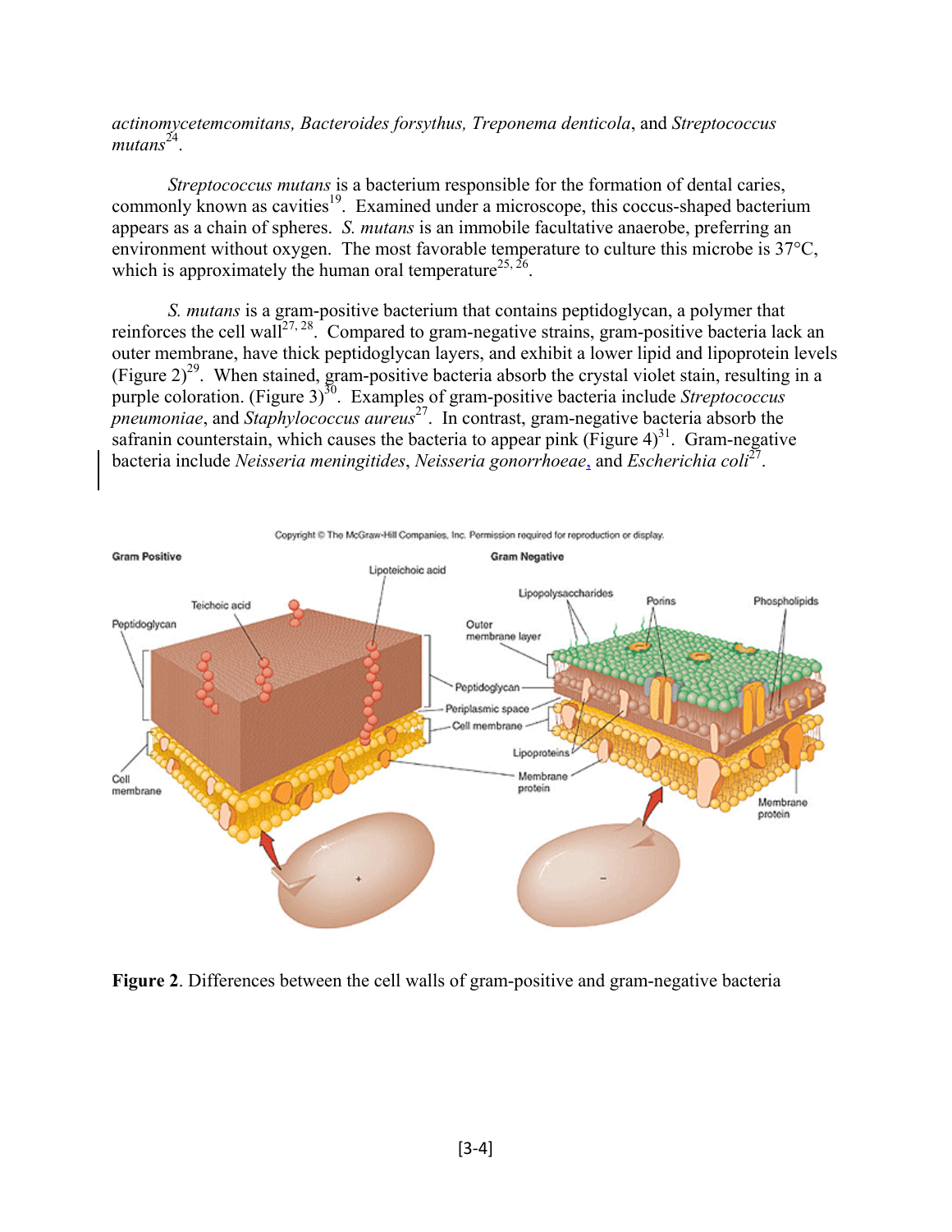*actinomycetemcomitans, Bacteroides forsythus, Treponema denticola*, and *Streptococcus mutans*[24].

*Streptococcus mutans* is a bacterium responsible for the formation of dental caries, commonly known as cavities[19]. Examined under a microscope, this coccus-shaped bacterium appears as a chain of spheres. *S. mutans* is an immobile facultative anaerobe, preferring an environment without oxygen. The most favorable temperature to culture this microbe is 37°C, which is approximately the human oral temperature[25, 26].

*S. mutans* is a gram-positive bacterium that contains peptidoglycan, a polymer that reinforces the cell wall[27, 28]. Compared to gram-negative strains, gram-positive bacteria lack an outer membrane, have thick peptidoglycan layers, and exhibit a lower lipid and lipoprotein levels (Figure 2)[29]. When stained, gram-positive bacteria absorb the crystal violet stain, resulting in a purple coloration. (Figure 3)[30]. Examples of gram-positive bacteria include *Streptococcus pneumoniae*, and *Staphylococcus aureus*[27]. In contrast, gram-negative bacteria absorb the safranin counterstain, which causes the bacteria to appear pink (Figure 4)[31]. Gram-negative bacteria include *Neisseria meningitides*, *Neisseria gonorrhoeae*, and *Escherichia coli*[27].

**Figure 2**. Differences between the cell walls of gram-positive and gram-negative bacteria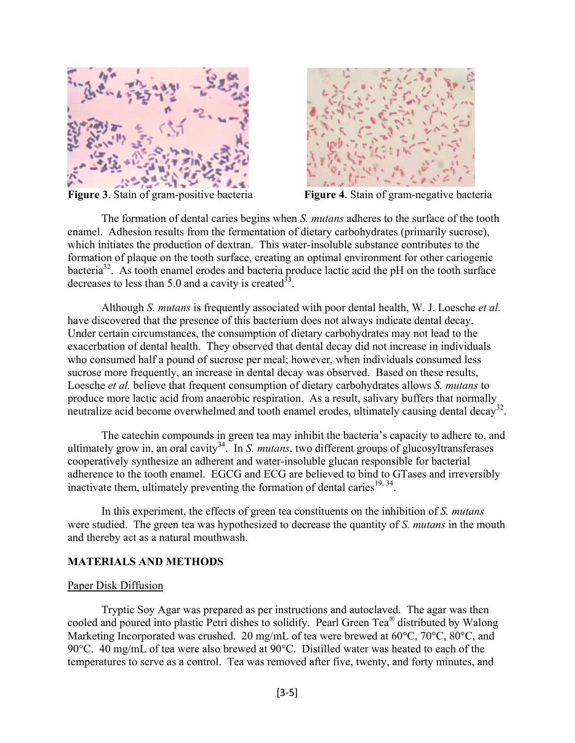**Figure 3**. Stain of gram-positive bacteria

**Figure 4**. Stain of gram-negative bacteria

The formation of dental caries begins when *S. mutans* adheres to the surface of the tooth enamel. Adhesion results from the fermentation of dietary carbohydrates (primarily sucrose), which initiates the production of dextran. This water-insoluble substance contributes to the formation of plaque on the tooth surface, creating an optimal environment for other cariogenic bacteria[32]. As tooth enamel erodes and bacteria produce lactic acid the pH on the tooth surface decreases to less than 5.0 and a cavity is created[33].

Although *S. mutans* is frequently associated with poor dental health, W. J. Loesche *et al.* have discovered that the presence of this bacterium does not always indicate dental decay. Under certain circumstances, the consumption of dietary carbohydrates may not lead to the exacerbation of dental health. They observed that dental decay did not increase in individuals who consumed half a pound of sucrose per meal; however, when individuals consumed less sucrose more frequently, an increase in dental decay was observed. Based on these results, Loesche *et al.* believe that frequent consumption of dietary carbohydrates allows *S. mutans* to produce more lactic acid from anaerobic respiration. As a result, salivary buffers that normally neutralize acid become overwhelmed and tooth enamel erodes, ultimately causing dental decay[32].

The catechin compounds in green tea may inhibit the bacteria's capacity to adhere to, and ultimately grow in, an oral cavity[34]. In *S. mutans*, two different groups of glucosyltransferases cooperatively synthesize an adherent and water-insoluble glucan responsible for bacterial adherence to the tooth enamel. EGCG and ECG are believed to bind to GTases and irreversibly inactivate them, ultimately preventing the formation of dental caries[19, 34].

In this experiment, the effects of green tea constituents on the inhibition of *S. mutans* were studied. The green tea was hypothesized to decrease the quantity of *S. mutans* in the mouth and thereby act as a natural mouthwash.

## MATERIALS AND METHODS

### Paper Disk Diffusion

Tryptic Soy Agar was prepared as per instructions and autoclaved. The agar was then cooled and poured into plastic Petri dishes to solidify. Pearl Green Tea® distributed by Walong Marketing Incorporated was crushed. 20 mg/mL of tea were brewed at 60°C, 70°C, 80°C, and 90°C. 40 mg/mL of tea were also brewed at 90°C. Distilled water was heated to each of the temperatures to serve as a control. Tea was removed after five, twenty, and forty minutes, and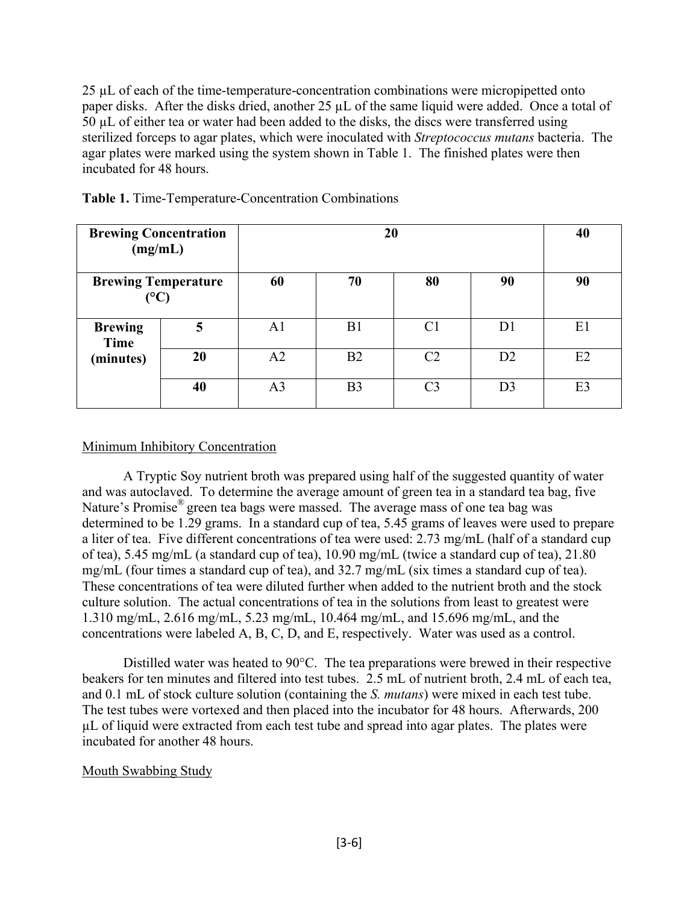25 µL of each of the time-temperature-concentration combinations were micropipetted onto paper disks. After the disks dried, another 25 µL of the same liquid were added. Once a total of 50 µL of either tea or water had been added to the disks, the discs were transferred using sterilized forceps to agar plates, which were inoculated with *Streptococcus mutans* bacteria. The agar plates were marked using the system shown in Table 1. The finished plates were then incubated for 48 hours.

**Table 1.** Time-Temperature-Concentration Combinations

| **Brewing Concentration (mg/mL)** | | **20** | | | | **40** |
|---|---|---|---|---|---|---|
| **Brewing Temperature (°C)** | | **60** | **70** | **80** | **90** | **90** |
| **Brewing Time (minutes)** | **5** | A1 | B1 | C1 | D1 | E1 |
| | **20** | A2 | B2 | C2 | D2 | E2 |
| | **40** | A3 | B3 | C3 | D3 | E3 |

Minimum Inhibitory Concentration

A Tryptic Soy nutrient broth was prepared using half of the suggested quantity of water and was autoclaved. To determine the average amount of green tea in a standard tea bag, five Nature's Promise® green tea bags were massed. The average mass of one tea bag was determined to be 1.29 grams. In a standard cup of tea, 5.45 grams of leaves were used to prepare a liter of tea. Five different concentrations of tea were used: 2.73 mg/mL (half of a standard cup of tea), 5.45 mg/mL (a standard cup of tea), 10.90 mg/mL (twice a standard cup of tea), 21.80 mg/mL (four times a standard cup of tea), and 32.7 mg/mL (six times a standard cup of tea). These concentrations of tea were diluted further when added to the nutrient broth and the stock culture solution. The actual concentrations of tea in the solutions from least to greatest were 1.310 mg/mL, 2.616 mg/mL, 5.23 mg/mL, 10.464 mg/mL, and 15.696 mg/mL, and the concentrations were labeled A, B, C, D, and E, respectively. Water was used as a control.

Distilled water was heated to 90°C. The tea preparations were brewed in their respective beakers for ten minutes and filtered into test tubes. 2.5 mL of nutrient broth, 2.4 mL of each tea, and 0.1 mL of stock culture solution (containing the *S. mutans*) were mixed in each test tube. The test tubes were vortexed and then placed into the incubator for 48 hours. Afterwards, 200 µL of liquid were extracted from each test tube and spread into agar plates. The plates were incubated for another 48 hours.

Mouth Swabbing Study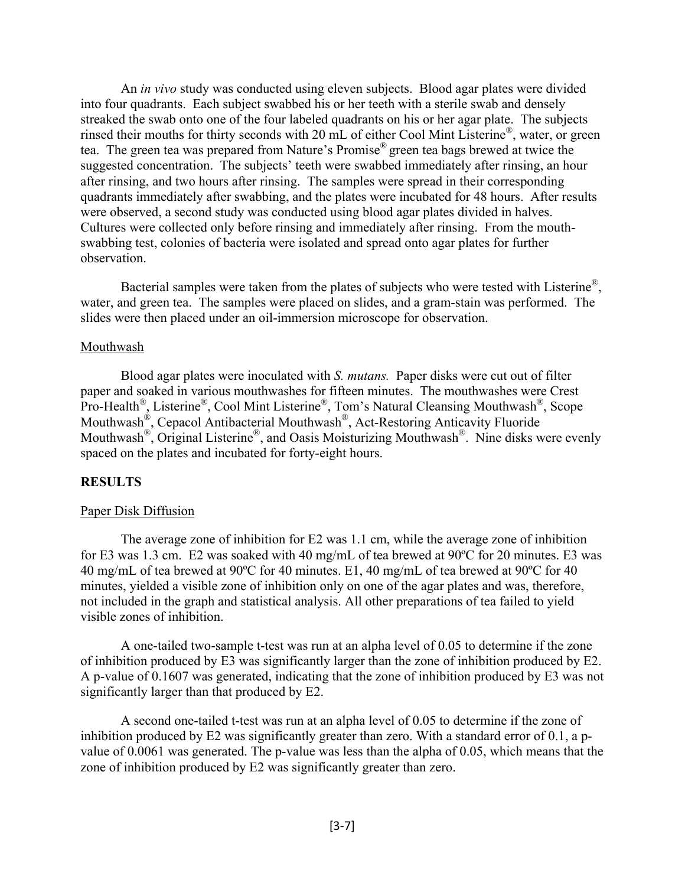An *in vivo* study was conducted using eleven subjects. Blood agar plates were divided into four quadrants. Each subject swabbed his or her teeth with a sterile swab and densely streaked the swab onto one of the four labeled quadrants on his or her agar plate. The subjects rinsed their mouths for thirty seconds with 20 mL of either Cool Mint Listerine®, water, or green tea. The green tea was prepared from Nature's Promise® green tea bags brewed at twice the suggested concentration. The subjects' teeth were swabbed immediately after rinsing, an hour after rinsing, and two hours after rinsing. The samples were spread in their corresponding quadrants immediately after swabbing, and the plates were incubated for 48 hours. After results were observed, a second study was conducted using blood agar plates divided in halves. Cultures were collected only before rinsing and immediately after rinsing. From the mouth-swabbing test, colonies of bacteria were isolated and spread onto agar plates for further observation.

Bacterial samples were taken from the plates of subjects who were tested with Listerine®, water, and green tea. The samples were placed on slides, and a gram-stain was performed. The slides were then placed under an oil-immersion microscope for observation.

Mouthwash

Blood agar plates were inoculated with *S. mutans.* Paper disks were cut out of filter paper and soaked in various mouthwashes for fifteen minutes. The mouthwashes were Crest Pro-Health®, Listerine®, Cool Mint Listerine®, Tom's Natural Cleansing Mouthwash®, Scope Mouthwash®, Cepacol Antibacterial Mouthwash®, Act-Restoring Anticavity Fluoride Mouthwash®, Original Listerine®, and Oasis Moisturizing Mouthwash®. Nine disks were evenly spaced on the plates and incubated for forty-eight hours.

## RESULTS

Paper Disk Diffusion

The average zone of inhibition for E2 was 1.1 cm, while the average zone of inhibition for E3 was 1.3 cm. E2 was soaked with 40 mg/mL of tea brewed at 90ºC for 20 minutes. E3 was 40 mg/mL of tea brewed at 90ºC for 40 minutes. E1, 40 mg/mL of tea brewed at 90ºC for 40 minutes, yielded a visible zone of inhibition only on one of the agar plates and was, therefore, not included in the graph and statistical analysis. All other preparations of tea failed to yield visible zones of inhibition.

A one-tailed two-sample t-test was run at an alpha level of 0.05 to determine if the zone of inhibition produced by E3 was significantly larger than the zone of inhibition produced by E2. A p-value of 0.1607 was generated, indicating that the zone of inhibition produced by E3 was not significantly larger than that produced by E2.

A second one-tailed t-test was run at an alpha level of 0.05 to determine if the zone of inhibition produced by E2 was significantly greater than zero. With a standard error of 0.1, a p-value of 0.0061 was generated. The p-value was less than the alpha of 0.05, which means that the zone of inhibition produced by E2 was significantly greater than zero.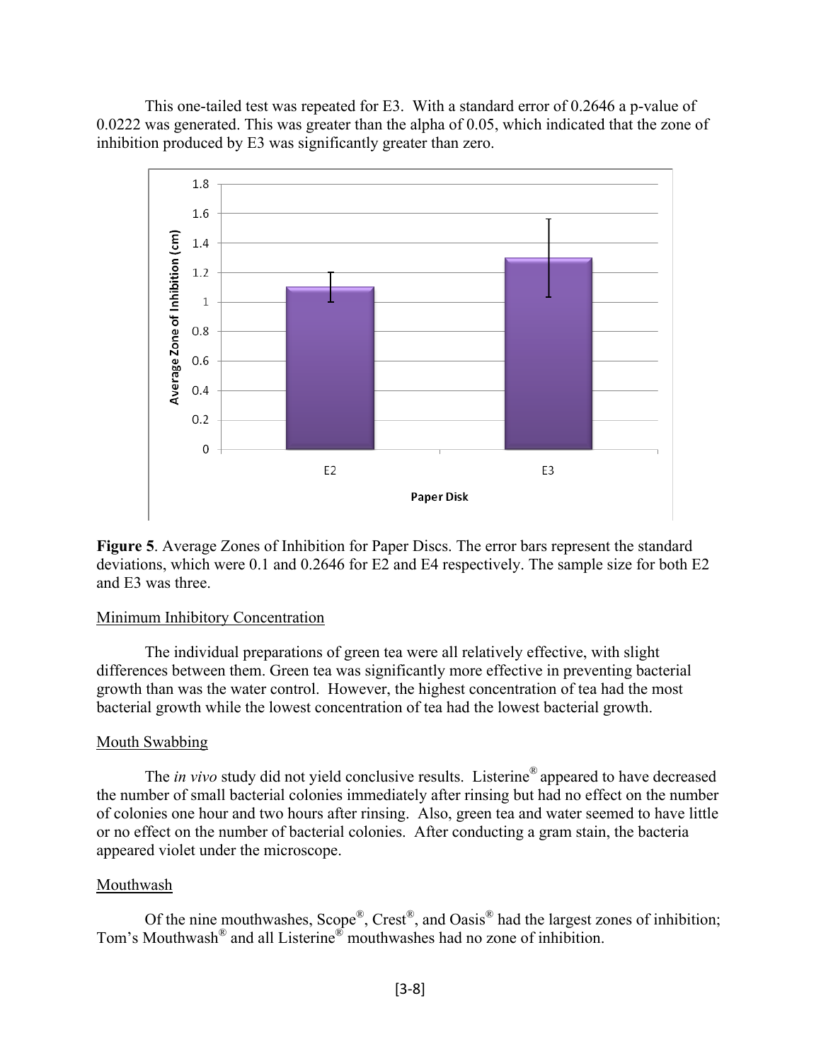This one-tailed test was repeated for E3. With a standard error of 0.2646 a p-value of 0.0222 was generated. This was greater than the alpha of 0.05, which indicated that the zone of inhibition produced by E3 was significantly greater than zero.

**Figure 5**. Average Zones of Inhibition for Paper Discs. The error bars represent the standard deviations, which were 0.1 and 0.2646 for E2 and E4 respectively. The sample size for both E2 and E3 was three.

Minimum Inhibitory Concentration

The individual preparations of green tea were all relatively effective, with slight differences between them. Green tea was significantly more effective in preventing bacterial growth than was the water control. However, the highest concentration of tea had the most bacterial growth while the lowest concentration of tea had the lowest bacterial growth.

Mouth Swabbing

The *in vivo* study did not yield conclusive results. Listerine® appeared to have decreased the number of small bacterial colonies immediately after rinsing but had no effect on the number of colonies one hour and two hours after rinsing. Also, green tea and water seemed to have little or no effect on the number of bacterial colonies. After conducting a gram stain, the bacteria appeared violet under the microscope.

Mouthwash

Of the nine mouthwashes, Scope®, Crest®, and Oasis® had the largest zones of inhibition; Tom's Mouthwash® and all Listerine® mouthwashes had no zone of inhibition.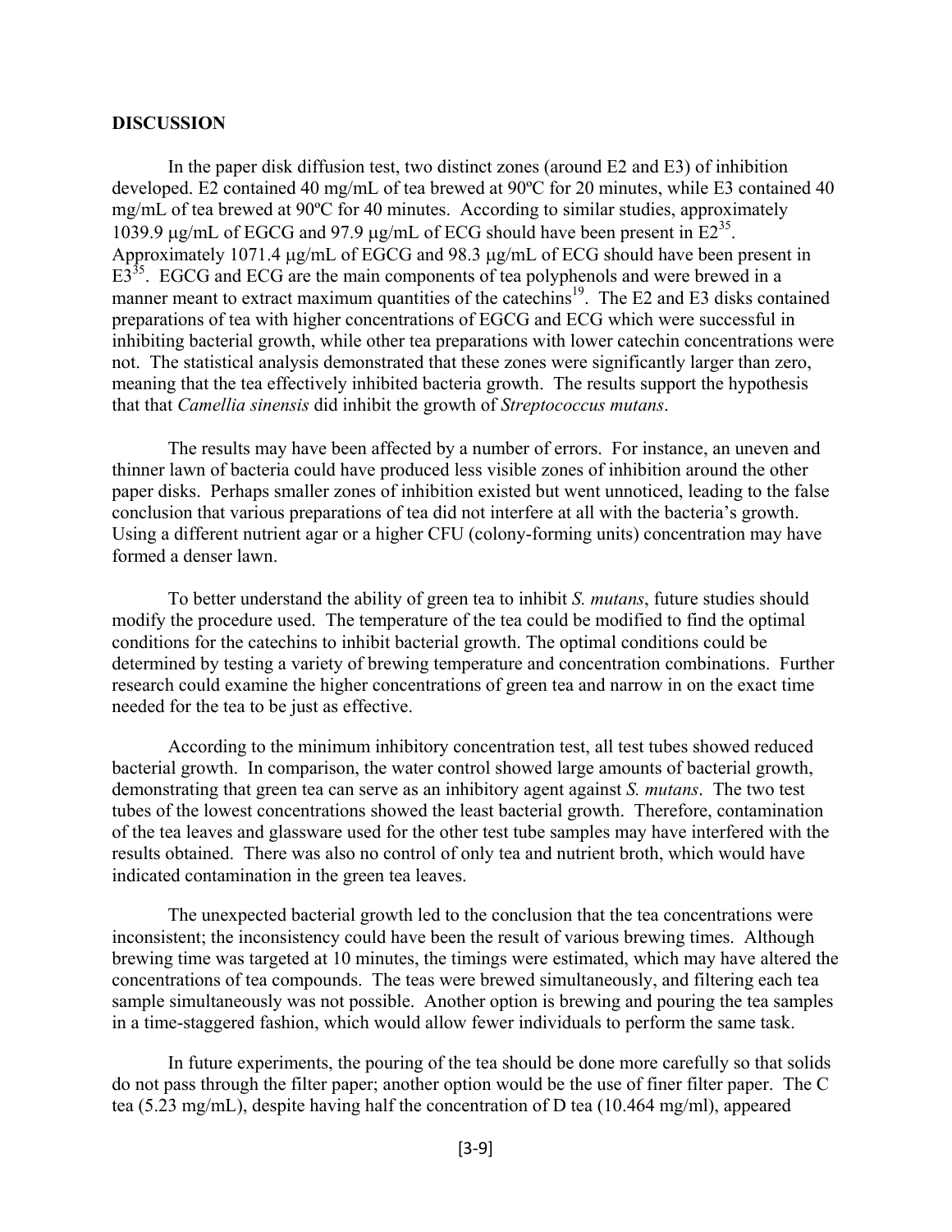## DISCUSSION

In the paper disk diffusion test, two distinct zones (around E2 and E3) of inhibition developed. E2 contained 40 mg/mL of tea brewed at 90ºC for 20 minutes, while E3 contained 40 mg/mL of tea brewed at 90ºC for 40 minutes. According to similar studies, approximately 1039.9 μg/mL of EGCG and 97.9 μg/mL of ECG should have been present in E2[35]. Approximately 1071.4 μg/mL of EGCG and 98.3 μg/mL of ECG should have been present in E3[35]. EGCG and ECG are the main components of tea polyphenols and were brewed in a manner meant to extract maximum quantities of the catechins[19]. The E2 and E3 disks contained preparations of tea with higher concentrations of EGCG and ECG which were successful in inhibiting bacterial growth, while other tea preparations with lower catechin concentrations were not. The statistical analysis demonstrated that these zones were significantly larger than zero, meaning that the tea effectively inhibited bacteria growth. The results support the hypothesis that that *Camellia sinensis* did inhibit the growth of *Streptococcus mutans*.

The results may have been affected by a number of errors. For instance, an uneven and thinner lawn of bacteria could have produced less visible zones of inhibition around the other paper disks. Perhaps smaller zones of inhibition existed but went unnoticed, leading to the false conclusion that various preparations of tea did not interfere at all with the bacteria's growth. Using a different nutrient agar or a higher CFU (colony-forming units) concentration may have formed a denser lawn.

To better understand the ability of green tea to inhibit *S. mutans*, future studies should modify the procedure used. The temperature of the tea could be modified to find the optimal conditions for the catechins to inhibit bacterial growth. The optimal conditions could be determined by testing a variety of brewing temperature and concentration combinations. Further research could examine the higher concentrations of green tea and narrow in on the exact time needed for the tea to be just as effective.

According to the minimum inhibitory concentration test, all test tubes showed reduced bacterial growth. In comparison, the water control showed large amounts of bacterial growth, demonstrating that green tea can serve as an inhibitory agent against *S. mutans*. The two test tubes of the lowest concentrations showed the least bacterial growth. Therefore, contamination of the tea leaves and glassware used for the other test tube samples may have interfered with the results obtained. There was also no control of only tea and nutrient broth, which would have indicated contamination in the green tea leaves.

The unexpected bacterial growth led to the conclusion that the tea concentrations were inconsistent; the inconsistency could have been the result of various brewing times. Although brewing time was targeted at 10 minutes, the timings were estimated, which may have altered the concentrations of tea compounds. The teas were brewed simultaneously, and filtering each tea sample simultaneously was not possible. Another option is brewing and pouring the tea samples in a time-staggered fashion, which would allow fewer individuals to perform the same task.

In future experiments, the pouring of the tea should be done more carefully so that solids do not pass through the filter paper; another option would be the use of finer filter paper. The C tea (5.23 mg/mL), despite having half the concentration of D tea (10.464 mg/ml), appeared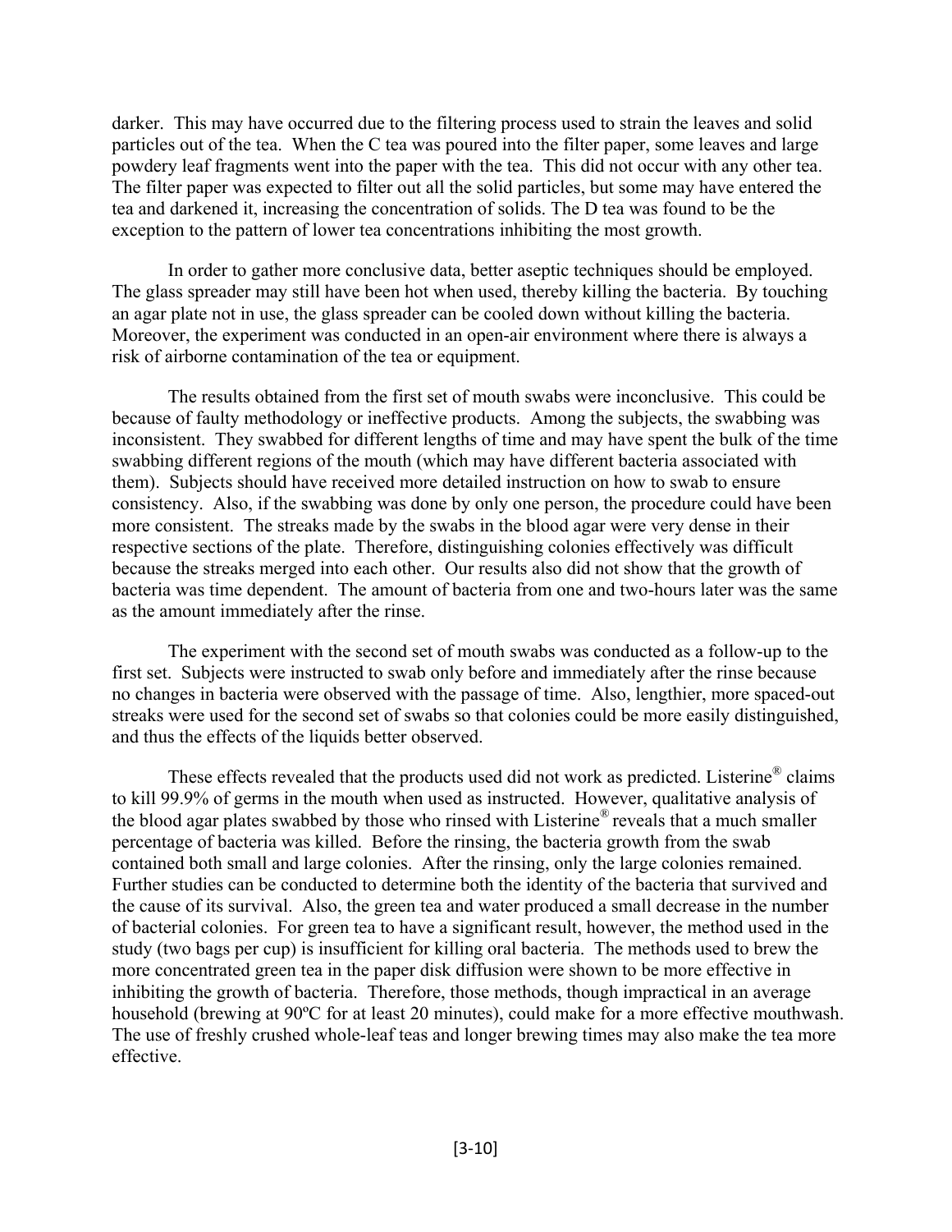darker. This may have occurred due to the filtering process used to strain the leaves and solid particles out of the tea. When the C tea was poured into the filter paper, some leaves and large powdery leaf fragments went into the paper with the tea. This did not occur with any other tea. The filter paper was expected to filter out all the solid particles, but some may have entered the tea and darkened it, increasing the concentration of solids. The D tea was found to be the exception to the pattern of lower tea concentrations inhibiting the most growth.

In order to gather more conclusive data, better aseptic techniques should be employed. The glass spreader may still have been hot when used, thereby killing the bacteria. By touching an agar plate not in use, the glass spreader can be cooled down without killing the bacteria. Moreover, the experiment was conducted in an open-air environment where there is always a risk of airborne contamination of the tea or equipment.

The results obtained from the first set of mouth swabs were inconclusive. This could be because of faulty methodology or ineffective products. Among the subjects, the swabbing was inconsistent. They swabbed for different lengths of time and may have spent the bulk of the time swabbing different regions of the mouth (which may have different bacteria associated with them). Subjects should have received more detailed instruction on how to swab to ensure consistency. Also, if the swabbing was done by only one person, the procedure could have been more consistent. The streaks made by the swabs in the blood agar were very dense in their respective sections of the plate. Therefore, distinguishing colonies effectively was difficult because the streaks merged into each other. Our results also did not show that the growth of bacteria was time dependent. The amount of bacteria from one and two-hours later was the same as the amount immediately after the rinse.

The experiment with the second set of mouth swabs was conducted as a follow-up to the first set. Subjects were instructed to swab only before and immediately after the rinse because no changes in bacteria were observed with the passage of time. Also, lengthier, more spaced-out streaks were used for the second set of swabs so that colonies could be more easily distinguished, and thus the effects of the liquids better observed.

These effects revealed that the products used did not work as predicted. Listerine® claims to kill 99.9% of germs in the mouth when used as instructed. However, qualitative analysis of the blood agar plates swabbed by those who rinsed with Listerine® reveals that a much smaller percentage of bacteria was killed. Before the rinsing, the bacteria growth from the swab contained both small and large colonies. After the rinsing, only the large colonies remained. Further studies can be conducted to determine both the identity of the bacteria that survived and the cause of its survival. Also, the green tea and water produced a small decrease in the number of bacterial colonies. For green tea to have a significant result, however, the method used in the study (two bags per cup) is insufficient for killing oral bacteria. The methods used to brew the more concentrated green tea in the paper disk diffusion were shown to be more effective in inhibiting the growth of bacteria. Therefore, those methods, though impractical in an average household (brewing at 90ºC for at least 20 minutes), could make for a more effective mouthwash. The use of freshly crushed whole-leaf teas and longer brewing times may also make the tea more effective.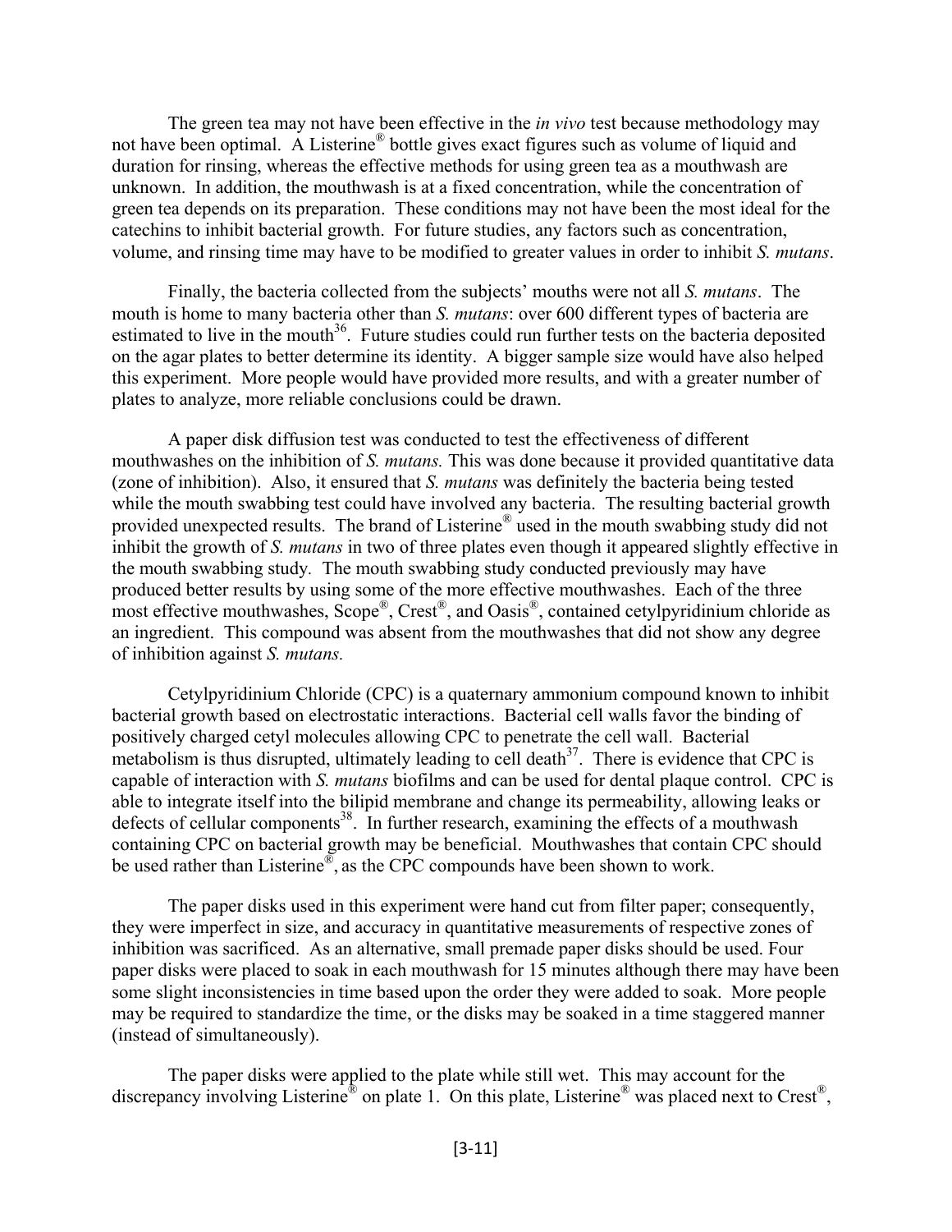The green tea may not have been effective in the *in vivo* test because methodology may not have been optimal. A Listerine® bottle gives exact figures such as volume of liquid and duration for rinsing, whereas the effective methods for using green tea as a mouthwash are unknown. In addition, the mouthwash is at a fixed concentration, while the concentration of green tea depends on its preparation. These conditions may not have been the most ideal for the catechins to inhibit bacterial growth. For future studies, any factors such as concentration, volume, and rinsing time may have to be modified to greater values in order to inhibit *S. mutans*.

Finally, the bacteria collected from the subjects' mouths were not all *S. mutans*. The mouth is home to many bacteria other than *S. mutans*: over 600 different types of bacteria are estimated to live in the mouth[36]. Future studies could run further tests on the bacteria deposited on the agar plates to better determine its identity. A bigger sample size would have also helped this experiment. More people would have provided more results, and with a greater number of plates to analyze, more reliable conclusions could be drawn.

A paper disk diffusion test was conducted to test the effectiveness of different mouthwashes on the inhibition of *S. mutans.* This was done because it provided quantitative data (zone of inhibition). Also, it ensured that *S. mutans* was definitely the bacteria being tested while the mouth swabbing test could have involved any bacteria. The resulting bacterial growth provided unexpected results. The brand of Listerine® used in the mouth swabbing study did not inhibit the growth of *S. mutans* in two of three plates even though it appeared slightly effective in the mouth swabbing study. The mouth swabbing study conducted previously may have produced better results by using some of the more effective mouthwashes. Each of the three most effective mouthwashes, Scope®, Crest®, and Oasis®, contained cetylpyridinium chloride as an ingredient. This compound was absent from the mouthwashes that did not show any degree of inhibition against *S. mutans.*

Cetylpyridinium Chloride (CPC) is a quaternary ammonium compound known to inhibit bacterial growth based on electrostatic interactions. Bacterial cell walls favor the binding of positively charged cetyl molecules allowing CPC to penetrate the cell wall. Bacterial metabolism is thus disrupted, ultimately leading to cell death[37]. There is evidence that CPC is capable of interaction with *S. mutans* biofilms and can be used for dental plaque control. CPC is able to integrate itself into the bilipid membrane and change its permeability, allowing leaks or defects of cellular components[38]. In further research, examining the effects of a mouthwash containing CPC on bacterial growth may be beneficial. Mouthwashes that contain CPC should be used rather than Listerine®, as the CPC compounds have been shown to work.

The paper disks used in this experiment were hand cut from filter paper; consequently, they were imperfect in size, and accuracy in quantitative measurements of respective zones of inhibition was sacrificed. As an alternative, small premade paper disks should be used. Four paper disks were placed to soak in each mouthwash for 15 minutes although there may have been some slight inconsistencies in time based upon the order they were added to soak. More people may be required to standardize the time, or the disks may be soaked in a time staggered manner (instead of simultaneously).

The paper disks were applied to the plate while still wet. This may account for the discrepancy involving Listerine® on plate 1. On this plate, Listerine® was placed next to Crest®,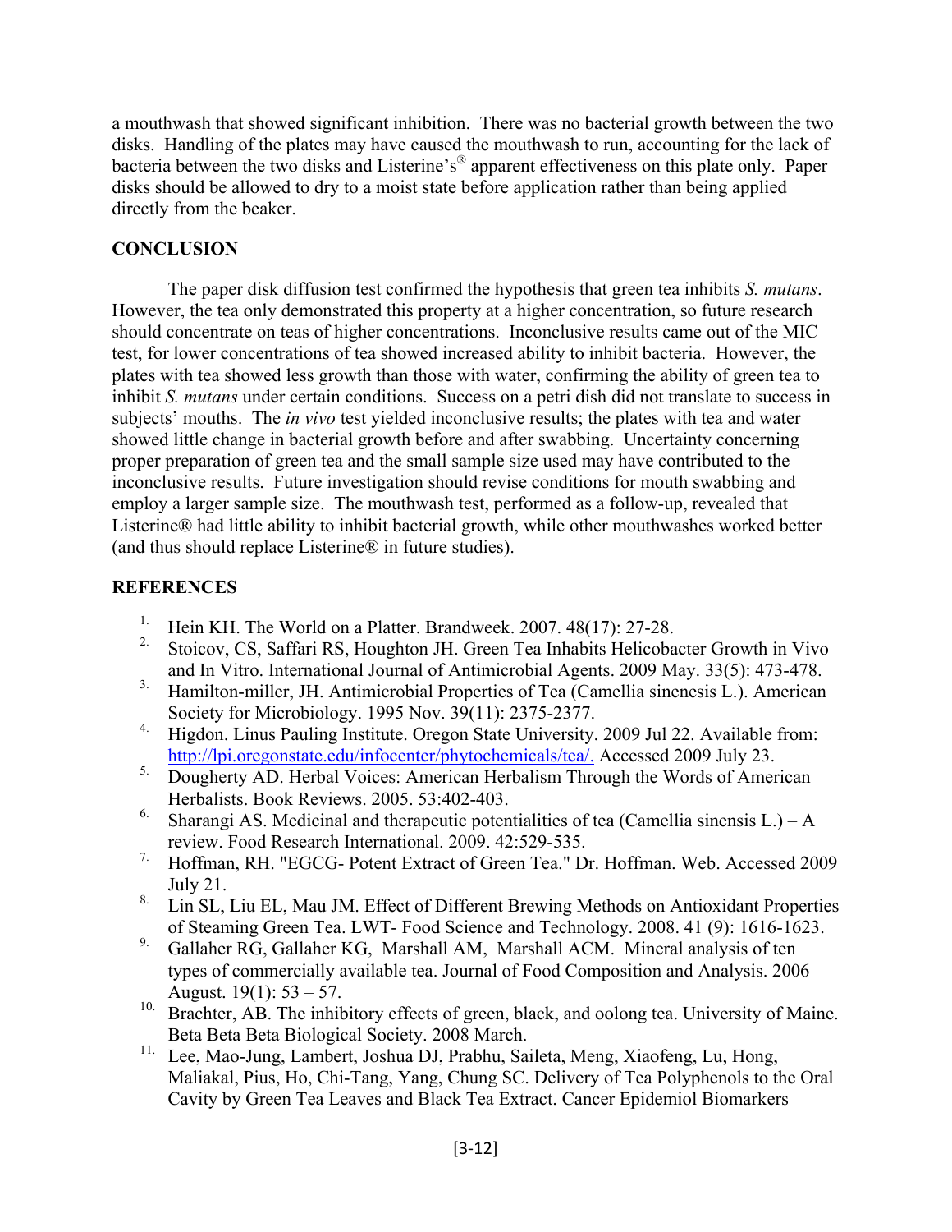a mouthwash that showed significant inhibition. There was no bacterial growth between the two disks. Handling of the plates may have caused the mouthwash to run, accounting for the lack of bacteria between the two disks and Listerine's® apparent effectiveness on this plate only. Paper disks should be allowed to dry to a moist state before application rather than being applied directly from the beaker.

## CONCLUSION

The paper disk diffusion test confirmed the hypothesis that green tea inhibits *S. mutans*. However, the tea only demonstrated this property at a higher concentration, so future research should concentrate on teas of higher concentrations. Inconclusive results came out of the MIC test, for lower concentrations of tea showed increased ability to inhibit bacteria. However, the plates with tea showed less growth than those with water, confirming the ability of green tea to inhibit *S. mutans* under certain conditions. Success on a petri dish did not translate to success in subjects' mouths. The *in vivo* test yielded inconclusive results; the plates with tea and water showed little change in bacterial growth before and after swabbing. Uncertainty concerning proper preparation of green tea and the small sample size used may have contributed to the inconclusive results. Future investigation should revise conditions for mouth swabbing and employ a larger sample size. The mouthwash test, performed as a follow-up, revealed that Listerine® had little ability to inhibit bacterial growth, while other mouthwashes worked better (and thus should replace Listerine® in future studies).

## REFERENCES

1. Hein KH. The World on a Platter. Brandweek. 2007. 48(17): 27-28.
2. Stoicov, CS, Saffari RS, Houghton JH. Green Tea Inhabits Helicobacter Growth in Vivo and In Vitro. International Journal of Antimicrobial Agents. 2009 May. 33(5): 473-478.
3. Hamilton-miller, JH. Antimicrobial Properties of Tea (Camellia sinenesis L.). American Society for Microbiology. 1995 Nov. 39(11): 2375-2377.
4. Higdon. Linus Pauling Institute. Oregon State University. 2009 Jul 22. Available from: http://lpi.oregonstate.edu/infocenter/phytochemicals/tea/. Accessed 2009 July 23.
5. Dougherty AD. Herbal Voices: American Herbalism Through the Words of American Herbalists. Book Reviews. 2005. 53:402-403.
6. Sharangi AS. Medicinal and therapeutic potentialities of tea (Camellia sinensis L.) – A review. Food Research International. 2009. 42:529-535.
7. Hoffman, RH. "EGCG- Potent Extract of Green Tea." Dr. Hoffman. Web. Accessed 2009 July 21.
8. Lin SL, Liu EL, Mau JM. Effect of Different Brewing Methods on Antioxidant Properties of Steaming Green Tea. LWT- Food Science and Technology. 2008. 41 (9): 1616-1623.
9. Gallaher RG, Gallaher KG, Marshall AM, Marshall ACM. Mineral analysis of ten types of commercially available tea. Journal of Food Composition and Analysis. 2006 August. 19(1): 53 – 57.
10. Brachter, AB. The inhibitory effects of green, black, and oolong tea. University of Maine. Beta Beta Beta Biological Society. 2008 March.
11. Lee, Mao-Jung, Lambert, Joshua DJ, Prabhu, Saileta, Meng, Xiaofeng, Lu, Hong, Maliakal, Pius, Ho, Chi-Tang, Yang, Chung SC. Delivery of Tea Polyphenols to the Oral Cavity by Green Tea Leaves and Black Tea Extract. Cancer Epidemiol Biomarkers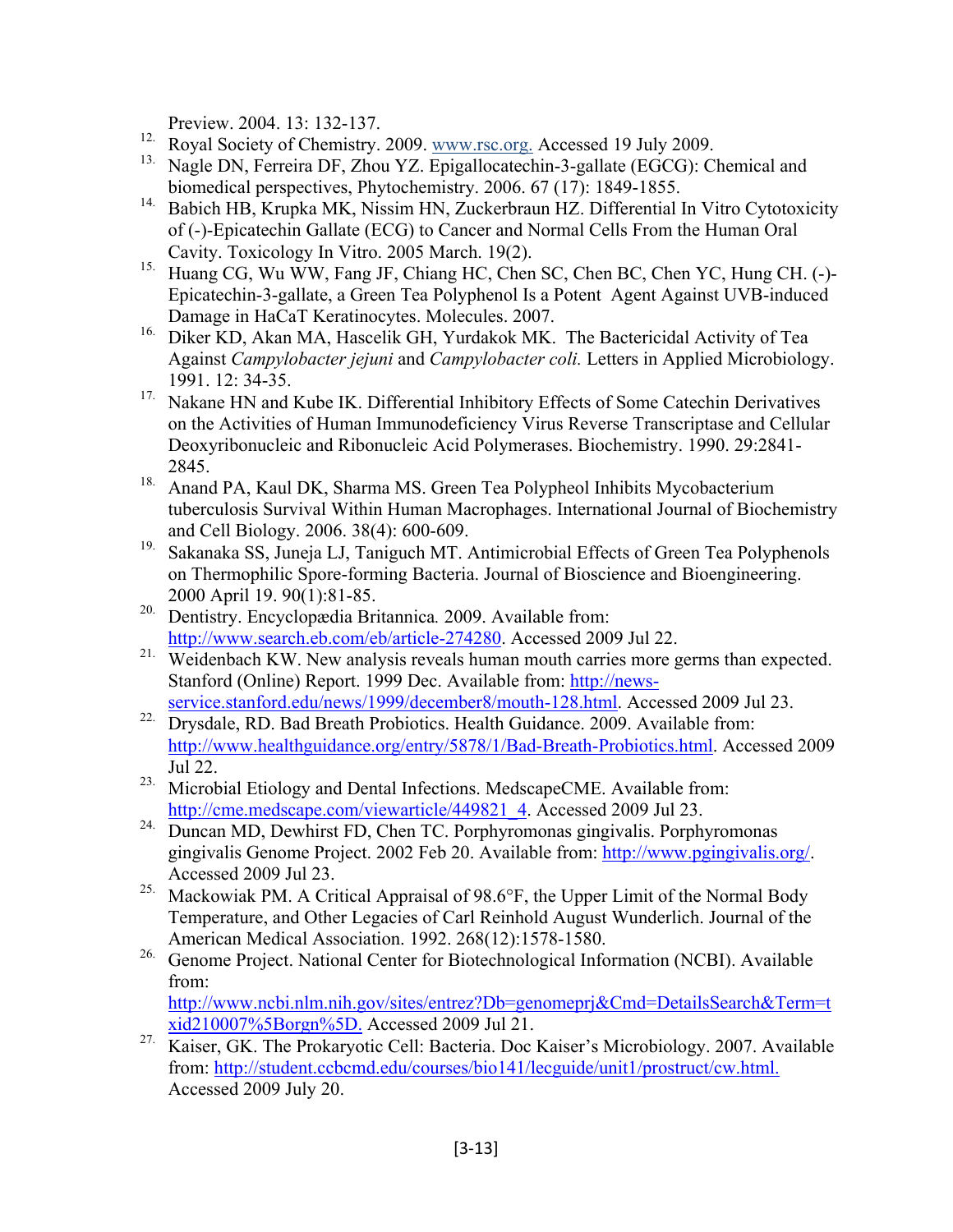Preview. 2004. 13: 132-137.

12. Royal Society of Chemistry. 2009. www.rsc.org. Accessed 19 July 2009.
13. Nagle DN, Ferreira DF, Zhou YZ. Epigallocatechin-3-gallate (EGCG): Chemical and biomedical perspectives, Phytochemistry. 2006. 67 (17): 1849-1855.
14. Babich HB, Krupka MK, Nissim HN, Zuckerbraun HZ. Differential In Vitro Cytotoxicity of (-)-Epicatechin Gallate (ECG) to Cancer and Normal Cells From the Human Oral Cavity. Toxicology In Vitro. 2005 March. 19(2).
15. Huang CG, Wu WW, Fang JF, Chiang HC, Chen SC, Chen BC, Chen YC, Hung CH. (-)-Epicatechin-3-gallate, a Green Tea Polyphenol Is a Potent Agent Against UVB-induced Damage in HaCaT Keratinocytes. Molecules. 2007.
16. Diker KD, Akan MA, Hascelik GH, Yurdakok MK. The Bactericidal Activity of Tea Against *Campylobacter jejuni* and *Campylobacter coli.* Letters in Applied Microbiology. 1991. 12: 34-35.
17. Nakane HN and Kube IK. Differential Inhibitory Effects of Some Catechin Derivatives on the Activities of Human Immunodeficiency Virus Reverse Transcriptase and Cellular Deoxyribonucleic and Ribonucleic Acid Polymerases. Biochemistry. 1990. 29:2841-2845.
18. Anand PA, Kaul DK, Sharma MS. Green Tea Polypheol Inhibits Mycobacterium tuberculosis Survival Within Human Macrophages. International Journal of Biochemistry and Cell Biology. 2006. 38(4): 600-609.
19. Sakanaka SS, Juneja LJ, Taniguch MT. Antimicrobial Effects of Green Tea Polyphenols on Thermophilic Spore-forming Bacteria. Journal of Bioscience and Bioengineering. 2000 April 19. 90(1):81-85.
20. Dentistry. Encyclopædia Britannica*.* 2009. Available from: http://www.search.eb.com/eb/article-274280. Accessed 2009 Jul 22.
21. Weidenbach KW. New analysis reveals human mouth carries more germs than expected. Stanford (Online) Report. 1999 Dec. Available from: http://news-service.stanford.edu/news/1999/december8/mouth-128.html. Accessed 2009 Jul 23.
22. Drysdale, RD. Bad Breath Probiotics. Health Guidance. 2009. Available from: http://www.healthguidance.org/entry/5878/1/Bad-Breath-Probiotics.html. Accessed 2009 Jul 22.
23. Microbial Etiology and Dental Infections. MedscapeCME. Available from: http://cme.medscape.com/viewarticle/449821_4. Accessed 2009 Jul 23.
24. Duncan MD, Dewhirst FD, Chen TC. Porphyromonas gingivalis. Porphyromonas gingivalis Genome Project. 2002 Feb 20. Available from: http://www.pgingivalis.org/. Accessed 2009 Jul 23.
25. Mackowiak PM. A Critical Appraisal of 98.6°F, the Upper Limit of the Normal Body Temperature, and Other Legacies of Carl Reinhold August Wunderlich. Journal of the American Medical Association. 1992. 268(12):1578-1580.
26. Genome Project. National Center for Biotechnological Information (NCBI). Available from: http://www.ncbi.nlm.nih.gov/sites/entrez?Db=genomeprj&Cmd=DetailsSearch&Term=txid210007%5Borgn%5D. Accessed 2009 Jul 21.
27. Kaiser, GK. The Prokaryotic Cell: Bacteria. Doc Kaiser's Microbiology. 2007. Available from: http://student.ccbcmd.edu/courses/bio141/lecguide/unit1/prostruct/cw.html. Accessed 2009 July 20.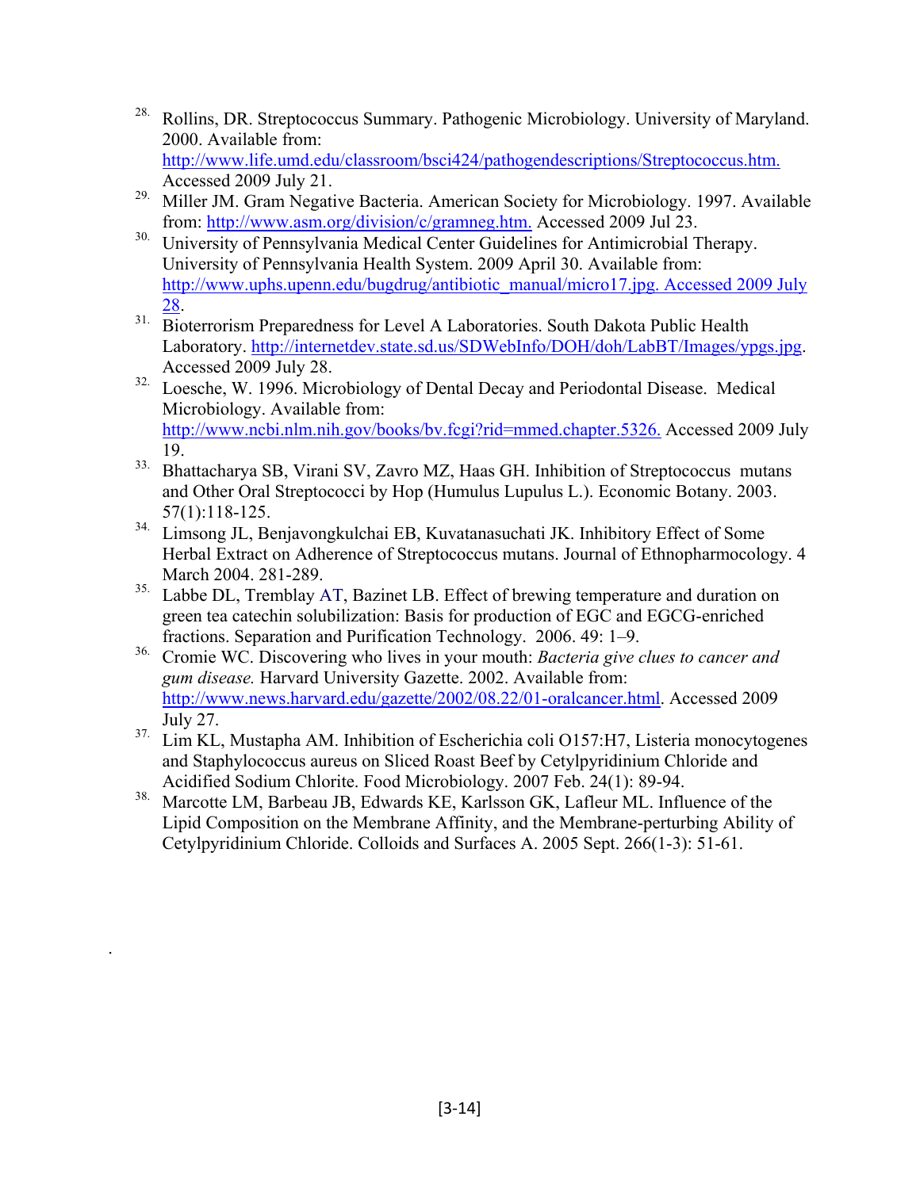28. Rollins, DR. Streptococcus Summary. Pathogenic Microbiology. University of Maryland. 2000. Available from: http://www.life.umd.edu/classroom/bsci424/pathogendescriptions/Streptococcus.htm. Accessed 2009 July 21.
29. Miller JM. Gram Negative Bacteria. American Society for Microbiology. 1997. Available from: http://www.asm.org/division/c/gramneg.htm. Accessed 2009 Jul 23.
30. University of Pennsylvania Medical Center Guidelines for Antimicrobial Therapy. University of Pennsylvania Health System. 2009 April 30. Available from: http://www.uphs.upenn.edu/bugdrug/antibiotic_manual/micro17.jpg. Accessed 2009 July 28.
31. Bioterrorism Preparedness for Level A Laboratories. South Dakota Public Health Laboratory. http://internetdev.state.sd.us/SDWebInfo/DOH/doh/LabBT/Images/ypgs.jpg. Accessed 2009 July 28.
32. Loesche, W. 1996. Microbiology of Dental Decay and Periodontal Disease. Medical Microbiology. Available from: http://www.ncbi.nlm.nih.gov/books/bv.fcgi?rid=mmed.chapter.5326. Accessed 2009 July 19.
33. Bhattacharya SB, Virani SV, Zavro MZ, Haas GH. Inhibition of Streptococcus mutans and Other Oral Streptococci by Hop (Humulus Lupulus L.). Economic Botany. 2003. 57(1):118-125.
34. Limsong JL, Benjavongkulchai EB, Kuvatanasuchati JK. Inhibitory Effect of Some Herbal Extract on Adherence of Streptococcus mutans. Journal of Ethnopharmocology. 4 March 2004. 281-289.
35. Labbe DL, Tremblay AT, Bazinet LB. Effect of brewing temperature and duration on green tea catechin solubilization: Basis for production of EGC and EGCG-enriched fractions. Separation and Purification Technology. 2006. 49: 1–9.
36. Cromie WC. Discovering who lives in your mouth: *Bacteria give clues to cancer and gum disease.* Harvard University Gazette. 2002. Available from: http://www.news.harvard.edu/gazette/2002/08.22/01-oralcancer.html. Accessed 2009 July 27.
37. Lim KL, Mustapha AM. Inhibition of Escherichia coli O157:H7, Listeria monocytogenes and Staphylococcus aureus on Sliced Roast Beef by Cetylpyridinium Chloride and Acidified Sodium Chlorite. Food Microbiology. 2007 Feb. 24(1): 89-94.
38. Marcotte LM, Barbeau JB, Edwards KE, Karlsson GK, Lafleur ML. Influence of the Lipid Composition on the Membrane Affinity, and the Membrane-perturbing Ability of Cetylpyridinium Chloride. Colloids and Surfaces A. 2005 Sept. 266(1-3): 51-61.